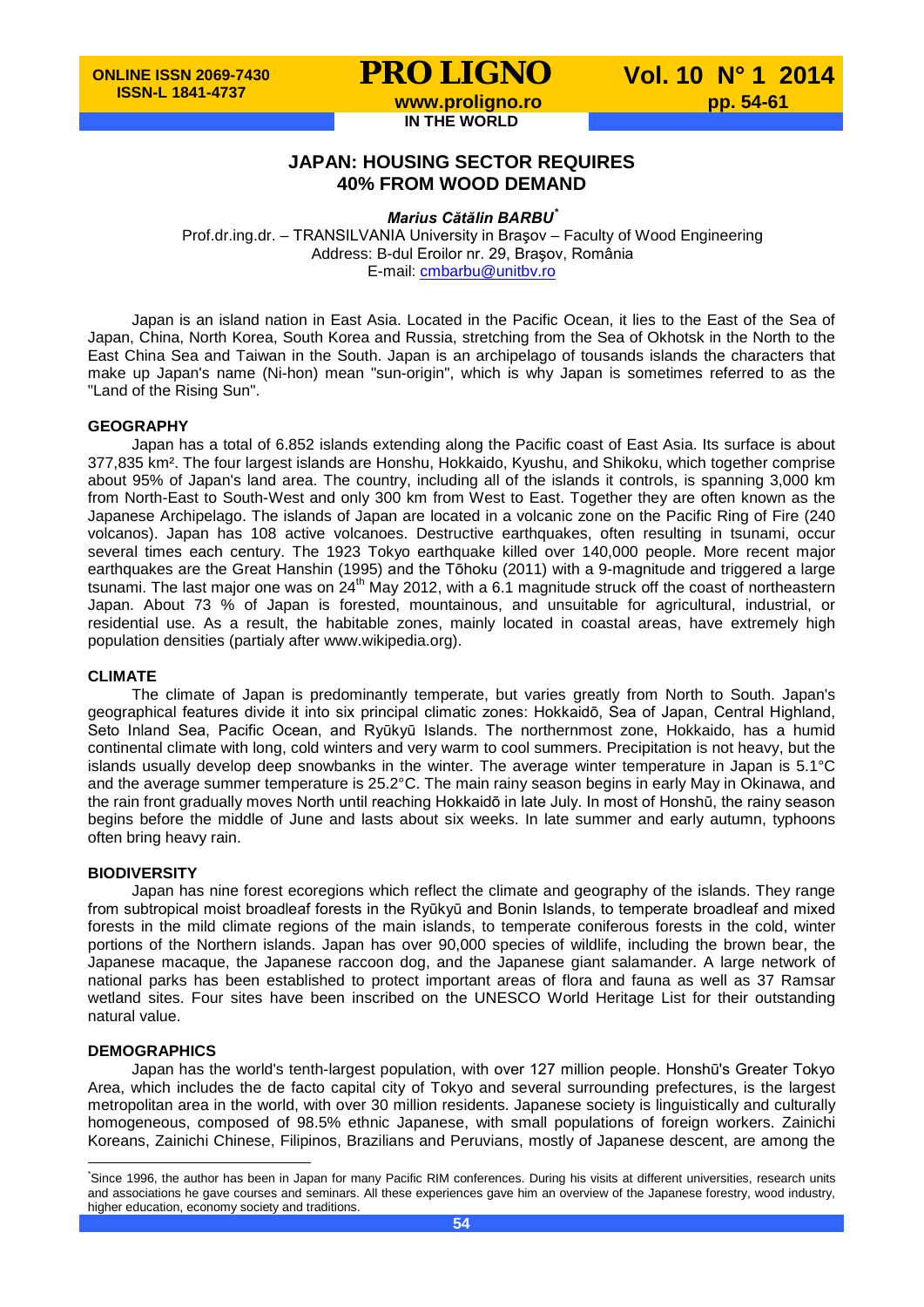IN THE WORLD

# JAPAN: HOUSING SECTOR REQUIRES 40% FROM WOOD DEMAND

***Marius Cătălin BARBU**** 

Prof.dr.ing.dr. – TRANSILVANIA University in Braşov – Faculty of Wood Engineering
Address: B-dul Eroilor nr. 29, Braşov, România
E-mail: cmbarbu@unitbv.ro

Japan is an island nation in East Asia. Located in the Pacific Ocean, it lies to the East of the Sea of Japan, China, North Korea, South Korea and Russia, stretching from the Sea of Okhotsk in the North to the East China Sea and Taiwan in the South. Japan is an archipelago of tousands islands the characters that make up Japan's name (Ni-hon) mean "sun-origin", which is why Japan is sometimes referred to as the "Land of the Rising Sun".

## GEOGRAPHY

Japan has a total of 6.852 islands extending along the Pacific coast of East Asia. Its surface is about 377,835 km². The four largest islands are Honshu, Hokkaido, Kyushu, and Shikoku, which together comprise about 95% of Japan's land area. The country, including all of the islands it controls, is spanning 3,000 km from North-East to South-West and only 300 km from West to East. Together they are often known as the Japanese Archipelago. The islands of Japan are located in a volcanic zone on the Pacific Ring of Fire (240 volcanos). Japan has 108 active volcanoes. Destructive earthquakes, often resulting in tsunami, occur several times each century. The 1923 Tokyo earthquake killed over 140,000 people. More recent major earthquakes are the Great Hanshin (1995) and the Tōhoku (2011) with a 9-magnitude and triggered a large tsunami. The last major one was on 24th May 2012, with a 6.1 magnitude struck off the coast of northeastern Japan. About 73 % of Japan is forested, mountainous, and unsuitable for agricultural, industrial, or residential use. As a result, the habitable zones, mainly located in coastal areas, have extremely high population densities (partialy after www.wikipedia.org).

## CLIMATE

The climate of Japan is predominantly temperate, but varies greatly from North to South. Japan's geographical features divide it into six principal climatic zones: Hokkaidō, Sea of Japan, Central Highland, Seto Inland Sea, Pacific Ocean, and Ryūkyū Islands. The northernmost zone, Hokkaido, has a humid continental climate with long, cold winters and very warm to cool summers. Precipitation is not heavy, but the islands usually develop deep snowbanks in the winter. The average winter temperature in Japan is 5.1°C and the average summer temperature is 25.2°C. The main rainy season begins in early May in Okinawa, and the rain front gradually moves North until reaching Hokkaidō in late July. In most of Honshū, the rainy season begins before the middle of June and lasts about six weeks. In late summer and early autumn, typhoons often bring heavy rain.

## BIODIVERSITY

Japan has nine forest ecoregions which reflect the climate and geography of the islands. They range from subtropical moist broadleaf forests in the Ryūkyū and Bonin Islands, to temperate broadleaf and mixed forests in the mild climate regions of the main islands, to temperate coniferous forests in the cold, winter portions of the Northern islands. Japan has over 90,000 species of wildlife, including the brown bear, the Japanese macaque, the Japanese raccoon dog, and the Japanese giant salamander. A large network of national parks has been established to protect important areas of flora and fauna as well as 37 Ramsar wetland sites. Four sites have been inscribed on the UNESCO World Heritage List for their outstanding natural value.

## DEMOGRAPHICS

Japan has the world's tenth-largest population, with over 127 million people. Honshū's Greater Tokyo Area, which includes the de facto capital city of Tokyo and several surrounding prefectures, is the largest metropolitan area in the world, with over 30 million residents. Japanese society is linguistically and culturally homogeneous, composed of 98.5% ethnic Japanese, with small populations of foreign workers. Zainichi Koreans, Zainichi Chinese, Filipinos, Brazilians and Peruvians, mostly of Japanese descent, are among the

---

*Since 1996, the author has been in Japan for many Pacific RIM conferences. During his visits at different universities, research units and associations he gave courses and seminars. All these experiences gave him an overview of the Japanese forestry, wood industry, higher education, economy society and traditions.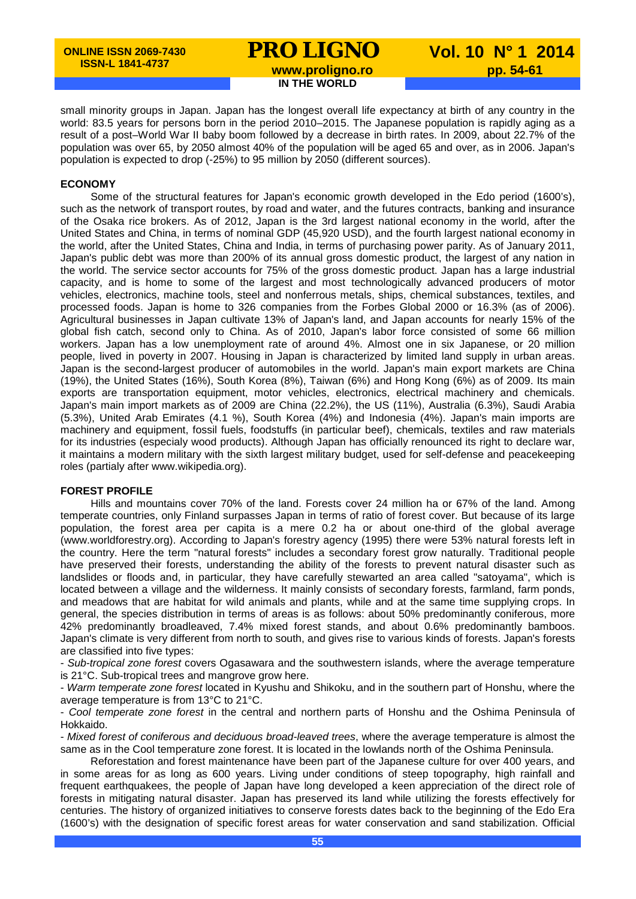small minority groups in Japan. Japan has the longest overall life expectancy at birth of any country in the world: 83.5 years for persons born in the period 2010–2015. The Japanese population is rapidly aging as a result of a post–World War II baby boom followed by a decrease in birth rates. In 2009, about 22.7% of the population was over 65, by 2050 almost 40% of the population will be aged 65 and over, as in 2006. Japan's population is expected to drop (-25%) to 95 million by 2050 (different sources).

**ECONOMY**

Some of the structural features for Japan's economic growth developed in the Edo period (1600's), such as the network of transport routes, by road and water, and the futures contracts, banking and insurance of the Osaka rice brokers. As of 2012, Japan is the 3rd largest national economy in the world, after the United States and China, in terms of nominal GDP (45,920 USD), and the fourth largest national economy in the world, after the United States, China and India, in terms of purchasing power parity. As of January 2011, Japan's public debt was more than 200% of its annual gross domestic product, the largest of any nation in the world. The service sector accounts for 75% of the gross domestic product. Japan has a large industrial capacity, and is home to some of the largest and most technologically advanced producers of motor vehicles, electronics, machine tools, steel and nonferrous metals, ships, chemical substances, textiles, and processed foods. Japan is home to 326 companies from the Forbes Global 2000 or 16.3% (as of 2006). Agricultural businesses in Japan cultivate 13% of Japan's land, and Japan accounts for nearly 15% of the global fish catch, second only to China. As of 2010, Japan's labor force consisted of some 66 million workers. Japan has a low unemployment rate of around 4%. Almost one in six Japanese, or 20 million people, lived in poverty in 2007. Housing in Japan is characterized by limited land supply in urban areas. Japan is the second-largest producer of automobiles in the world. Japan's main export markets are China (19%), the United States (16%), South Korea (8%), Taiwan (6%) and Hong Kong (6%) as of 2009. Its main exports are transportation equipment, motor vehicles, electronics, electrical machinery and chemicals. Japan's main import markets as of 2009 are China (22.2%), the US (11%), Australia (6.3%), Saudi Arabia (5.3%), United Arab Emirates (4.1 %), South Korea (4%) and Indonesia (4%). Japan's main imports are machinery and equipment, fossil fuels, foodstuffs (in particular beef), chemicals, textiles and raw materials for its industries (especialy wood products). Although Japan has officially renounced its right to declare war, it maintains a modern military with the sixth largest military budget, used for self-defense and peacekeeping roles (partialy after www.wikipedia.org).

**FOREST PROFILE**

Hills and mountains cover 70% of the land. Forests cover 24 million ha or 67% of the land. Among temperate countries, only Finland surpasses Japan in terms of ratio of forest cover. But because of its large population, the forest area per capita is a mere 0.2 ha or about one-third of the global average (www.worldforestry.org). According to Japan's forestry agency (1995) there were 53% natural forests left in the country. Here the term "natural forests" includes a secondary forest grow naturally. Traditional people have preserved their forests, understanding the ability of the forests to prevent natural disaster such as landslides or floods and, in particular, they have carefully stewarted an area called "satoyama", which is located between a village and the wilderness. It mainly consists of secondary forests, farmland, farm ponds, and meadows that are habitat for wild animals and plants, while and at the same time supplying crops. In general, the species distribution in terms of areas is as follows: about 50% predominantly coniferous, more 42% predominantly broadleaved, 7.4% mixed forest stands, and about 0.6% predominantly bamboos. Japan's climate is very different from north to south, and gives rise to various kinds of forests. Japan's forests are classified into five types:

- *Sub-tropical zone forest* covers Ogasawara and the southwestern islands, where the average temperature is 21°C. Sub-tropical trees and mangrove grow here.
- *Warm temperate zone forest* located in Kyushu and Shikoku, and in the southern part of Honshu, where the average temperature is from 13°C to 21°C.
- *Cool temperate zone forest* in the central and northern parts of Honshu and the Oshima Peninsula of Hokkaido.
- *Mixed forest of coniferous and deciduous broad-leaved trees*, where the average temperature is almost the same as in the Cool temperature zone forest. It is located in the lowlands north of the Oshima Peninsula.

Reforestation and forest maintenance have been part of the Japanese culture for over 400 years, and in some areas for as long as 600 years. Living under conditions of steep topography, high rainfall and frequent earthquakees, the people of Japan have long developed a keen appreciation of the direct role of forests in mitigating natural disaster. Japan has preserved its land while utilizing the forests effectively for centuries. The history of organized initiatives to conserve forests dates back to the beginning of the Edo Era (1600's) with the designation of specific forest areas for water conservation and sand stabilization. Official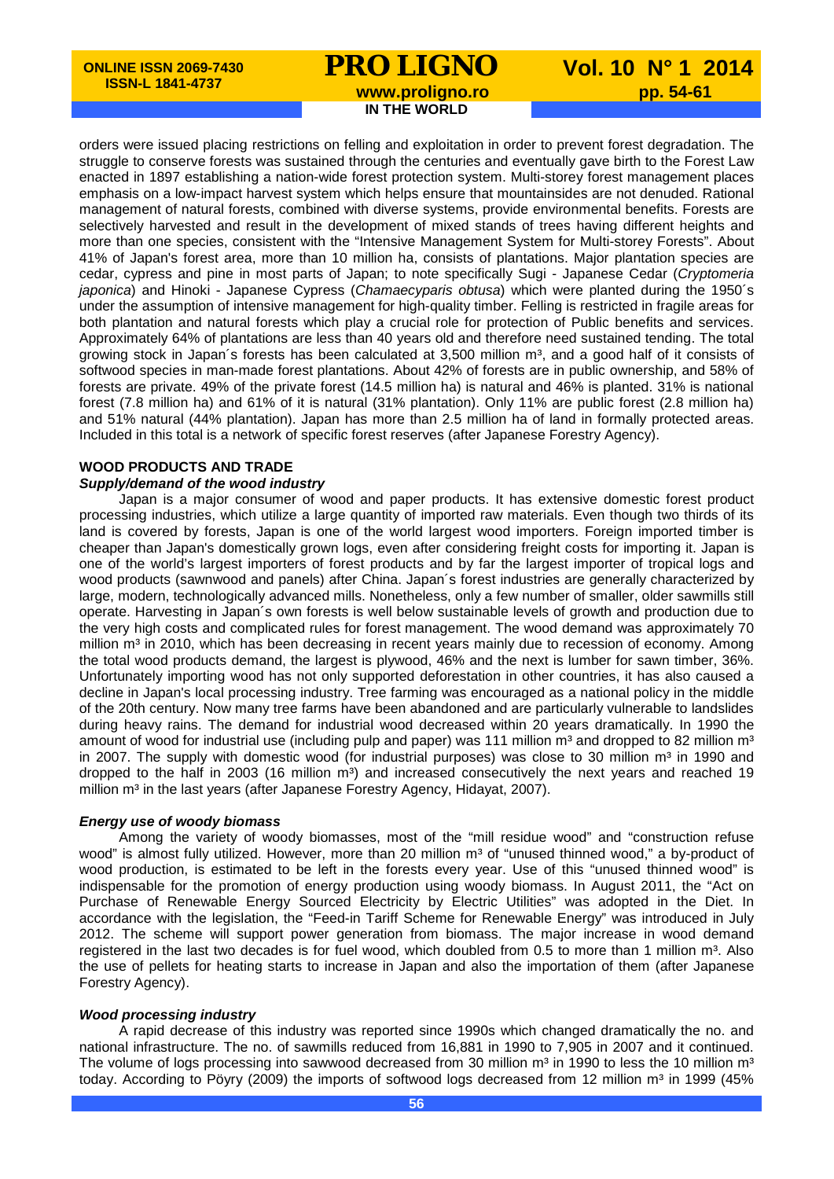orders were issued placing restrictions on felling and exploitation in order to prevent forest degradation. The struggle to conserve forests was sustained through the centuries and eventually gave birth to the Forest Law enacted in 1897 establishing a nation-wide forest protection system. Multi-storey forest management places emphasis on a low-impact harvest system which helps ensure that mountainsides are not denuded. Rational management of natural forests, combined with diverse systems, provide environmental benefits. Forests are selectively harvested and result in the development of mixed stands of trees having different heights and more than one species, consistent with the "Intensive Management System for Multi-storey Forests". About 41% of Japan's forest area, more than 10 million ha, consists of plantations. Major plantation species are cedar, cypress and pine in most parts of Japan; to note specifically Sugi - Japanese Cedar (*Cryptomeria japonica*) and Hinoki - Japanese Cypress (*Chamaecyparis obtusa*) which were planted during the 1950´s under the assumption of intensive management for high-quality timber. Felling is restricted in fragile areas for both plantation and natural forests which play a crucial role for protection of Public benefits and services. Approximately 64% of plantations are less than 40 years old and therefore need sustained tending. The total growing stock in Japan´s forests has been calculated at 3,500 million m³, and a good half of it consists of softwood species in man-made forest plantations. About 42% of forests are in public ownership, and 58% of forests are private. 49% of the private forest (14.5 million ha) is natural and 46% is planted. 31% is national forest (7.8 million ha) and 61% of it is natural (31% plantation). Only 11% are public forest (2.8 million ha) and 51% natural (44% plantation). Japan has more than 2.5 million ha of land in formally protected areas. Included in this total is a network of specific forest reserves (after Japanese Forestry Agency).

## WOOD PRODUCTS AND TRADE

### *Supply/demand of the wood industry*

Japan is a major consumer of wood and paper products. It has extensive domestic forest product processing industries, which utilize a large quantity of imported raw materials. Even though two thirds of its land is covered by forests, Japan is one of the world largest wood importers. Foreign imported timber is cheaper than Japan's domestically grown logs, even after considering freight costs for importing it. Japan is one of the world's largest importers of forest products and by far the largest importer of tropical logs and wood products (sawnwood and panels) after China. Japan´s forest industries are generally characterized by large, modern, technologically advanced mills. Nonetheless, only a few number of smaller, older sawmills still operate. Harvesting in Japan´s own forests is well below sustainable levels of growth and production due to the very high costs and complicated rules for forest management. The wood demand was approximately 70 million m³ in 2010, which has been decreasing in recent years mainly due to recession of economy. Among the total wood products demand, the largest is plywood, 46% and the next is lumber for sawn timber, 36%. Unfortunately importing wood has not only supported deforestation in other countries, it has also caused a decline in Japan's local processing industry. Tree farming was encouraged as a national policy in the middle of the 20th century. Now many tree farms have been abandoned and are particularly vulnerable to landslides during heavy rains. The demand for industrial wood decreased within 20 years dramatically. In 1990 the amount of wood for industrial use (including pulp and paper) was 111 million m³ and dropped to 82 million m³ in 2007. The supply with domestic wood (for industrial purposes) was close to 30 million m³ in 1990 and dropped to the half in 2003 (16 million m³) and increased consecutively the next years and reached 19 million m³ in the last years (after Japanese Forestry Agency, Hidayat, 2007).

### *Energy use of woody biomass*

Among the variety of woody biomasses, most of the "mill residue wood" and "construction refuse wood" is almost fully utilized. However, more than 20 million m³ of "unused thinned wood," a by-product of wood production, is estimated to be left in the forests every year. Use of this "unused thinned wood" is indispensable for the promotion of energy production using woody biomass. In August 2011, the "Act on Purchase of Renewable Energy Sourced Electricity by Electric Utilities" was adopted in the Diet. In accordance with the legislation, the "Feed-in Tariff Scheme for Renewable Energy" was introduced in July 2012. The scheme will support power generation from biomass. The major increase in wood demand registered in the last two decades is for fuel wood, which doubled from 0.5 to more than 1 million m³. Also the use of pellets for heating starts to increase in Japan and also the importation of them (after Japanese Forestry Agency).

### *Wood processing industry*

A rapid decrease of this industry was reported since 1990s which changed dramatically the no. and national infrastructure. The no. of sawmills reduced from 16,881 in 1990 to 7,905 in 2007 and it continued. The volume of logs processing into sawwood decreased from 30 million m³ in 1990 to less the 10 million m³ today. According to Pöyry (2009) the imports of softwood logs decreased from 12 million m³ in 1999 (45%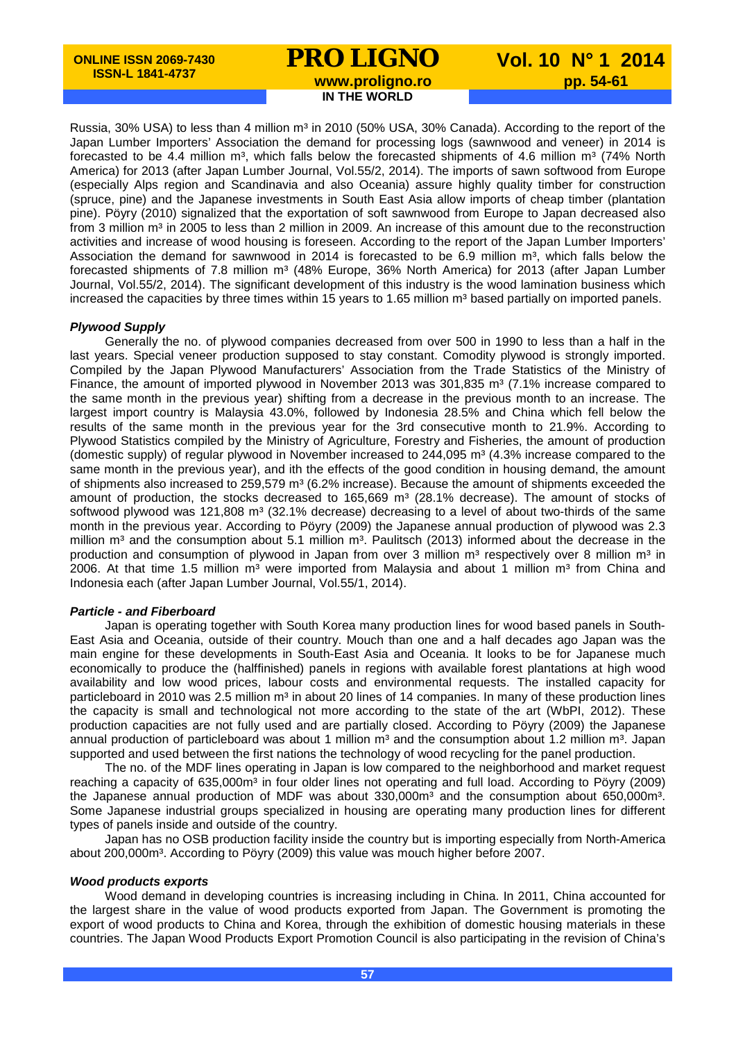Russia, 30% USA) to less than 4 million m³ in 2010 (50% USA, 30% Canada). According to the report of the Japan Lumber Importers' Association the demand for processing logs (sawnwood and veneer) in 2014 is forecasted to be 4.4 million m³, which falls below the forecasted shipments of 4.6 million m³ (74% North America) for 2013 (after Japan Lumber Journal, Vol.55/2, 2014). The imports of sawn softwood from Europe (especially Alps region and Scandinavia and also Oceania) assure highly quality timber for construction (spruce, pine) and the Japanese investments in South East Asia allow imports of cheap timber (plantation pine). Pöyry (2010) signalized that the exportation of soft sawnwood from Europe to Japan decreased also from 3 million m³ in 2005 to less than 2 million in 2009. An increase of this amount due to the reconstruction activities and increase of wood housing is foreseen. According to the report of the Japan Lumber Importers' Association the demand for sawnwood in 2014 is forecasted to be 6.9 million m³, which falls below the forecasted shipments of 7.8 million m³ (48% Europe, 36% North America) for 2013 (after Japan Lumber Journal, Vol.55/2, 2014). The significant development of this industry is the wood lamination business which increased the capacities by three times within 15 years to 1.65 million m³ based partially on imported panels.

***Plywood Supply***

Generally the no. of plywood companies decreased from over 500 in 1990 to less than a half in the last years. Special veneer production supposed to stay constant. Comodity plywood is strongly imported. Compiled by the Japan Plywood Manufacturers' Association from the Trade Statistics of the Ministry of Finance, the amount of imported plywood in November 2013 was 301,835 m³ (7.1% increase compared to the same month in the previous year) shifting from a decrease in the previous month to an increase. The largest import country is Malaysia 43.0%, followed by Indonesia 28.5% and China which fell below the results of the same month in the previous year for the 3rd consecutive month to 21.9%. According to Plywood Statistics compiled by the Ministry of Agriculture, Forestry and Fisheries, the amount of production (domestic supply) of regular plywood in November increased to 244,095 m³ (4.3% increase compared to the same month in the previous year), and ith the effects of the good condition in housing demand, the amount of shipments also increased to 259,579 m³ (6.2% increase). Because the amount of shipments exceeded the amount of production, the stocks decreased to 165,669 m³ (28.1% decrease). The amount of stocks of softwood plywood was 121,808 m³ (32.1% decrease) decreasing to a level of about two-thirds of the same month in the previous year. According to Pöyry (2009) the Japanese annual production of plywood was 2.3 million m³ and the consumption about 5.1 million m³. Paulitsch (2013) informed about the decrease in the production and consumption of plywood in Japan from over 3 million m³ respectively over 8 million m³ in 2006. At that time 1.5 million m³ were imported from Malaysia and about 1 million m³ from China and Indonesia each (after Japan Lumber Journal, Vol.55/1, 2014).

***Particle - and Fiberboard***

Japan is operating together with South Korea many production lines for wood based panels in South-East Asia and Oceania, outside of their country. Mouch than one and a half decades ago Japan was the main engine for these developments in South-East Asia and Oceania. It looks to be for Japanese much economically to produce the (halffinished) panels in regions with available forest plantations at high wood availability and low wood prices, labour costs and environmental requests. The installed capacity for particleboard in 2010 was 2.5 million m³ in about 20 lines of 14 companies. In many of these production lines the capacity is small and technological not more according to the state of the art (WbPI, 2012). These production capacities are not fully used and are partially closed. According to Pöyry (2009) the Japanese annual production of particleboard was about 1 million m³ and the consumption about 1.2 million m³. Japan supported and used between the first nations the technology of wood recycling for the panel production.

The no. of the MDF lines operating in Japan is low compared to the neighborhood and market request reaching a capacity of 635,000m³ in four older lines not operating and full load. According to Pöyry (2009) the Japanese annual production of MDF was about 330,000m³ and the consumption about 650,000m³. Some Japanese industrial groups specialized in housing are operating many production lines for different types of panels inside and outside of the country.

Japan has no OSB production facility inside the country but is importing especially from North-America about 200,000m³. According to Pöyry (2009) this value was mouch higher before 2007.

***Wood products exports***

Wood demand in developing countries is increasing including in China. In 2011, China accounted for the largest share in the value of wood products exported from Japan. The Government is promoting the export of wood products to China and Korea, through the exhibition of domestic housing materials in these countries. The Japan Wood Products Export Promotion Council is also participating in the revision of China's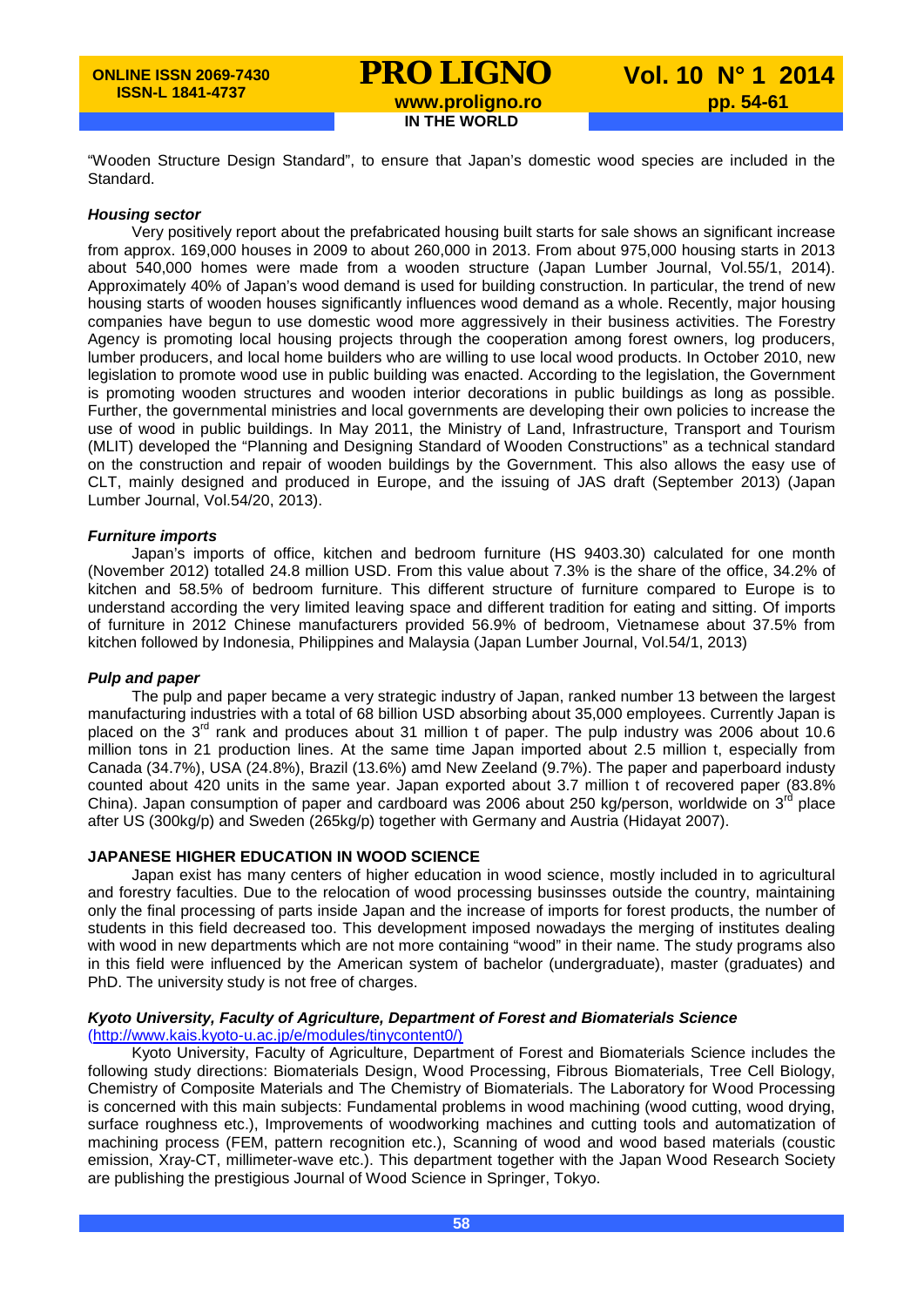"Wooden Structure Design Standard", to ensure that Japan's domestic wood species are included in the Standard.

***Housing sector***

Very positively report about the prefabricated housing built starts for sale shows an significant increase from approx. 169,000 houses in 2009 to about 260,000 in 2013. From about 975,000 housing starts in 2013 about 540,000 homes were made from a wooden structure (Japan Lumber Journal, Vol.55/1, 2014). Approximately 40% of Japan's wood demand is used for building construction. In particular, the trend of new housing starts of wooden houses significantly influences wood demand as a whole. Recently, major housing companies have begun to use domestic wood more aggressively in their business activities. The Forestry Agency is promoting local housing projects through the cooperation among forest owners, log producers, lumber producers, and local home builders who are willing to use local wood products. In October 2010, new legislation to promote wood use in public building was enacted. According to the legislation, the Government is promoting wooden structures and wooden interior decorations in public buildings as long as possible. Further, the governmental ministries and local governments are developing their own policies to increase the use of wood in public buildings. In May 2011, the Ministry of Land, Infrastructure, Transport and Tourism (MLIT) developed the "Planning and Designing Standard of Wooden Constructions" as a technical standard on the construction and repair of wooden buildings by the Government. This also allows the easy use of CLT, mainly designed and produced in Europe, and the issuing of JAS draft (September 2013) (Japan Lumber Journal, Vol.54/20, 2013).

***Furniture imports***

Japan's imports of office, kitchen and bedroom furniture (HS 9403.30) calculated for one month (November 2012) totalled 24.8 million USD. From this value about 7.3% is the share of the office, 34.2% of kitchen and 58.5% of bedroom furniture. This different structure of furniture compared to Europe is to understand according the very limited leaving space and different tradition for eating and sitting. Of imports of furniture in 2012 Chinese manufacturers provided 56.9% of bedroom, Vietnamese about 37.5% from kitchen followed by Indonesia, Philippines and Malaysia (Japan Lumber Journal, Vol.54/1, 2013)

***Pulp and paper***

The pulp and paper became a very strategic industry of Japan, ranked number 13 between the largest manufacturing industries with a total of 68 billion USD absorbing about 35,000 employees. Currently Japan is placed on the 3rd rank and produces about 31 million t of paper. The pulp industry was 2006 about 10.6 million tons in 21 production lines. At the same time Japan imported about 2.5 million t, especially from Canada (34.7%), USA (24.8%), Brazil (13.6%) amd New Zeeland (9.7%). The paper and paperboard industy counted about 420 units in the same year. Japan exported about 3.7 million t of recovered paper (83.8% China). Japan consumption of paper and cardboard was 2006 about 250 kg/person, worldwide on 3rd place after US (300kg/p) and Sweden (265kg/p) together with Germany and Austria (Hidayat 2007).

**JAPANESE HIGHER EDUCATION IN WOOD SCIENCE**

Japan exist has many centers of higher education in wood science, mostly included in to agricultural and forestry faculties. Due to the relocation of wood processing businsses outside the country, maintaining only the final processing of parts inside Japan and the increase of imports for forest products, the number of students in this field decreased too. This development imposed nowadays the merging of institutes dealing with wood in new departments which are not more containing "wood" in their name. The study programs also in this field were influenced by the American system of bachelor (undergraduate), master (graduates) and PhD. The university study is not free of charges.

***Kyoto University, Faculty of Agriculture, Department of Forest and Biomaterials Science***

(http://www.kais.kyoto-u.ac.jp/e/modules/tinycontent0/)

Kyoto University, Faculty of Agriculture, Department of Forest and Biomaterials Science includes the following study directions: Biomaterials Design, Wood Processing, Fibrous Biomaterials, Tree Cell Biology, Chemistry of Composite Materials and The Chemistry of Biomaterials. The Laboratory for Wood Processing is concerned with this main subjects: Fundamental problems in wood machining (wood cutting, wood drying, surface roughness etc.), Improvements of woodworking machines and cutting tools and automatization of machining process (FEM, pattern recognition etc.), Scanning of wood and wood based materials (coustic emission, Xray-CT, millimeter-wave etc.). This department together with the Japan Wood Research Society are publishing the prestigious Journal of Wood Science in Springer, Tokyo.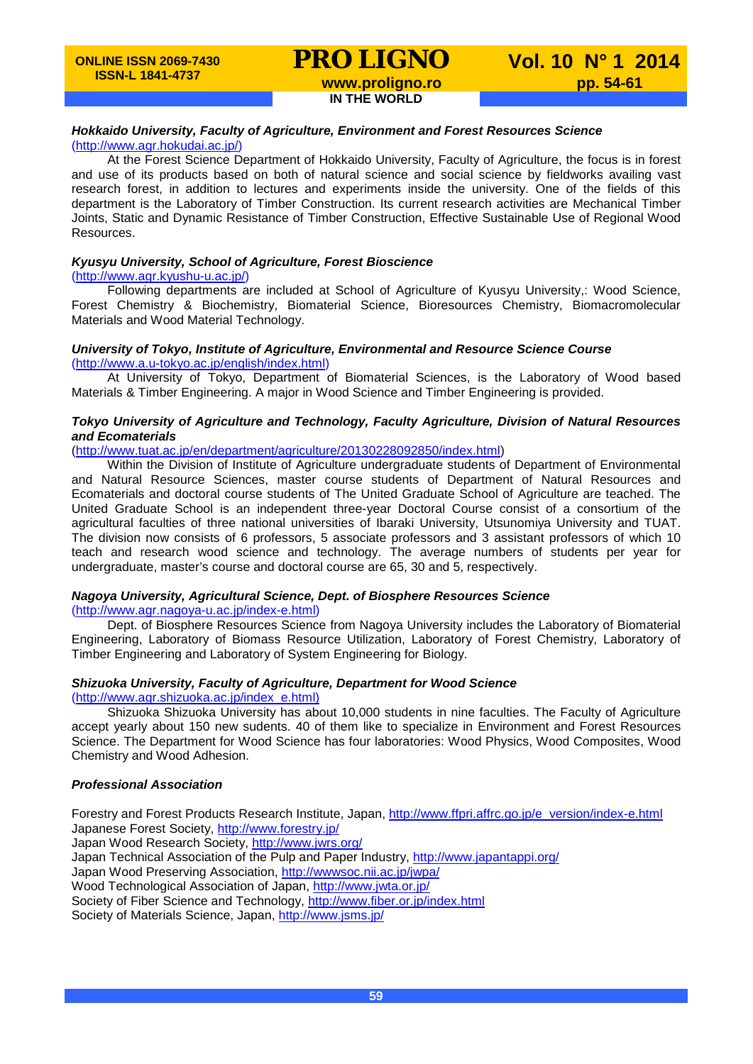***Hokkaido University, Faculty of Agriculture, Environment and Forest Resources Science***
(http://www.agr.hokudai.ac.jp/)

At the Forest Science Department of Hokkaido University, Faculty of Agriculture, the focus is in forest and use of its products based on both of natural science and social science by fieldworks availing vast research forest, in addition to lectures and experiments inside the university. One of the fields of this department is the Laboratory of Timber Construction. Its current research activities are Mechanical Timber Joints, Static and Dynamic Resistance of Timber Construction, Effective Sustainable Use of Regional Wood Resources.

***Kyusyu University, School of Agriculture, Forest Bioscience***
(http://www.agr.kyushu-u.ac.jp/)

Following departments are included at School of Agriculture of Kyusyu University,: Wood Science, Forest Chemistry & Biochemistry, Biomaterial Science, Bioresources Chemistry, Biomacromolecular Materials and Wood Material Technology.

***University of Tokyo, Institute of Agriculture, Environmental and Resource Science Course***
(http://www.a.u-tokyo.ac.jp/english/index.html)

At University of Tokyo, Department of Biomaterial Sciences, is the Laboratory of Wood based Materials & Timber Engineering. A major in Wood Science and Timber Engineering is provided.

***Tokyo University of Agriculture and Technology, Faculty Agriculture, Division of Natural Resources and Ecomaterials***
(http://www.tuat.ac.jp/en/department/agriculture/20130228092850/index.html)

Within the Division of Institute of Agriculture undergraduate students of Department of Environmental and Natural Resource Sciences, master course students of Department of Natural Resources and Ecomaterials and doctoral course students of The United Graduate School of Agriculture are teached. The United Graduate School is an independent three-year Doctoral Course consist of a consortium of the agricultural faculties of three national universities of Ibaraki University, Utsunomiya University and TUAT. The division now consists of 6 professors, 5 associate professors and 3 assistant professors of which 10 teach and research wood science and technology. The average numbers of students per year for undergraduate, master's course and doctoral course are 65, 30 and 5, respectively.

***Nagoya University, Agricultural Science, Dept. of Biosphere Resources Science***
(http://www.agr.nagoya-u.ac.jp/index-e.html)

Dept. of Biosphere Resources Science from Nagoya University includes the Laboratory of Biomaterial Engineering, Laboratory of Biomass Resource Utilization, Laboratory of Forest Chemistry, Laboratory of Timber Engineering and Laboratory of System Engineering for Biology.

***Shizuoka University, Faculty of Agriculture, Department for Wood Science***
(http://www.agr.shizuoka.ac.jp/index_e.html)

Shizuoka Shizuoka University has about 10,000 students in nine faculties. The Faculty of Agriculture accept yearly about 150 new sudents. 40 of them like to specialize in Environment and Forest Resources Science. The Department for Wood Science has four laboratories: Wood Physics, Wood Composites, Wood Chemistry and Wood Adhesion.

***Professional Association***

Forestry and Forest Products Research Institute, Japan, http://www.ffpri.affrc.go.jp/e_version/index-e.html
Japanese Forest Society, http://www.forestry.jp/
Japan Wood Research Society, http://www.jwrs.org/
Japan Technical Association of the Pulp and Paper Industry, http://www.japantappi.org/
Japan Wood Preserving Association, http://wwwsoc.nii.ac.jp/jwpa/
Wood Technological Association of Japan, http://www.jwta.or.jp/
Society of Fiber Science and Technology, http://www.fiber.or.jp/index.html
Society of Materials Science, Japan, http://www.jsms.jp/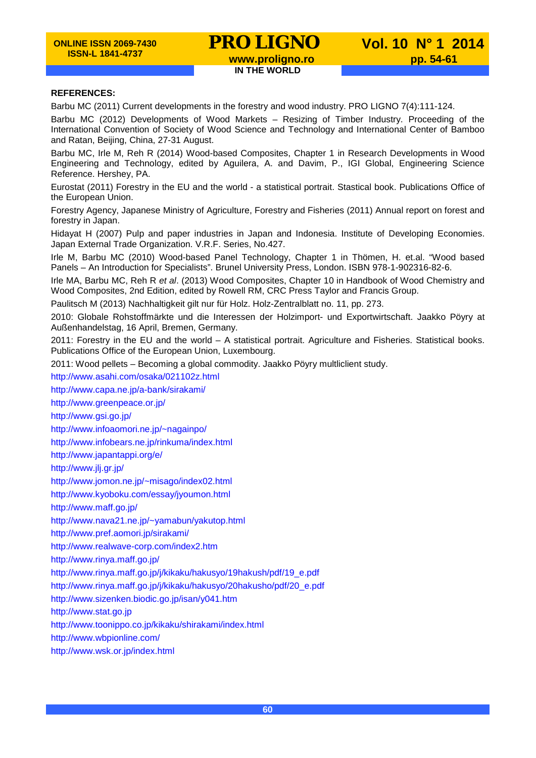**REFERENCES:**

Barbu MC (2011) Current developments in the forestry and wood industry. PRO LIGNO 7(4):111-124.

Barbu MC (2012) Developments of Wood Markets – Resizing of Timber Industry. Proceeding of the International Convention of Society of Wood Science and Technology and International Center of Bamboo and Ratan, Beijing, China, 27-31 August.

Barbu MC, Irle M, Reh R (2014) Wood-based Composites, Chapter 1 in Research Developments in Wood Engineering and Technology, edited by Aguilera, A. and Davim, P., IGI Global, Engineering Science Reference. Hershey, PA.

Eurostat (2011) Forestry in the EU and the world - a statistical portrait. Stastical book. Publications Office of the European Union.

Forestry Agency, Japanese Ministry of Agriculture, Forestry and Fisheries (2011) Annual report on forest and forestry in Japan.

Hidayat H (2007) Pulp and paper industries in Japan and Indonesia. Institute of Developing Economies. Japan External Trade Organization. V.R.F. Series, No.427.

Irle M, Barbu MC (2010) Wood-based Panel Technology, Chapter 1 in Thömen, H. et.al. "Wood based Panels – An Introduction for Specialists". Brunel University Press, London. ISBN 978-1-902316-82-6.

Irle MA, Barbu MC, Reh R *et al*. (2013) Wood Composites, Chapter 10 in Handbook of Wood Chemistry and Wood Composites, 2nd Edition, edited by Rowell RM, CRC Press Taylor and Francis Group.

Paulitsch M (2013) Nachhaltigkeit gilt nur für Holz. Holz-Zentralblatt no. 11, pp. 273.

2010: Globale Rohstoffmärkte und die Interessen der Holzimport- und Exportwirtschaft. Jaakko Pöyry at Außenhandelstag, 16 April, Bremen, Germany.

2011: Forestry in the EU and the world – A statistical portrait. Agriculture and Fisheries. Statistical books. Publications Office of the European Union, Luxembourg.

2011: Wood pellets – Becoming a global commodity. Jaakko Pöyry multliclient study.

http://www.asahi.com/osaka/021102z.html

http://www.capa.ne.jp/a-bank/sirakami/

http://www.greenpeace.or.jp/

http://www.gsi.go.jp/

http://www.infoaomori.ne.jp/~nagainpo/

http://www.infobears.ne.jp/rinkuma/index.html

http://www.japantappi.org/e/

http://www.jlj.gr.jp/

http://www.jomon.ne.jp/~misago/index02.html

http://www.kyoboku.com/essay/jyoumon.html

http://www.maff.go.jp/

http://www.nava21.ne.jp/~yamabun/yakutop.html

http://www.pref.aomori.jp/sirakami/

http://www.realwave-corp.com/index2.htm

http://www.rinya.maff.go.jp/

http://www.rinya.maff.go.jp/j/kikaku/hakusyo/19hakush/pdf/19_e.pdf

http://www.rinya.maff.go.jp/j/kikaku/hakusyo/20hakusho/pdf/20_e.pdf

http://www.sizenken.biodic.go.jp/isan/y041.htm

http://www.stat.go.jp

http://www.toonippo.co.jp/kikaku/shirakami/index.html

http://www.wbpionline.com/

http://www.wsk.or.jp/index.html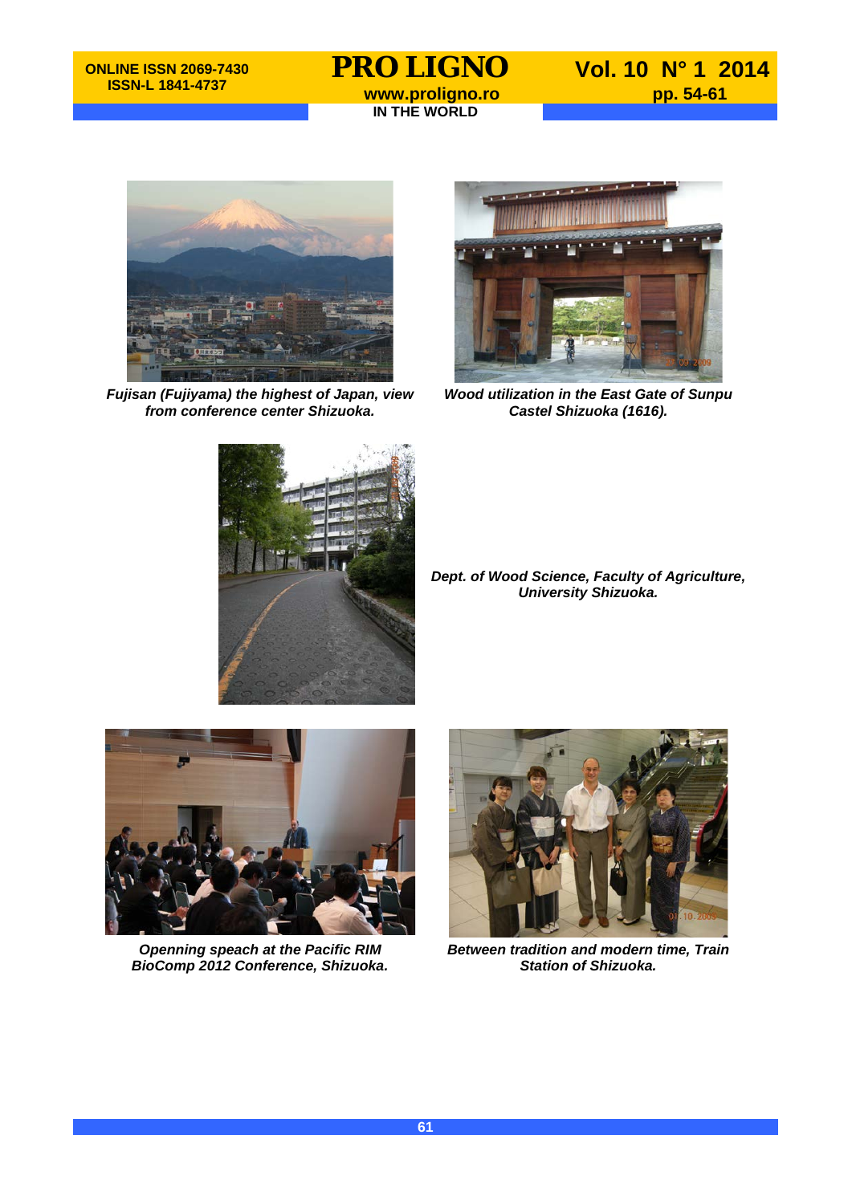*Fujisan (Fujiyama) the highest of Japan, view from conference center Shizuoka.*

*Wood utilization in the East Gate of Sunpu Castel Shizuoka (1616).*

*Dept. of Wood Science, Faculty of Agriculture, University Shizuoka.*

*Openning speach at the Pacific RIM BioComp 2012 Conference, Shizuoka.*

*Between tradition and modern time, Train Station of Shizuoka.*